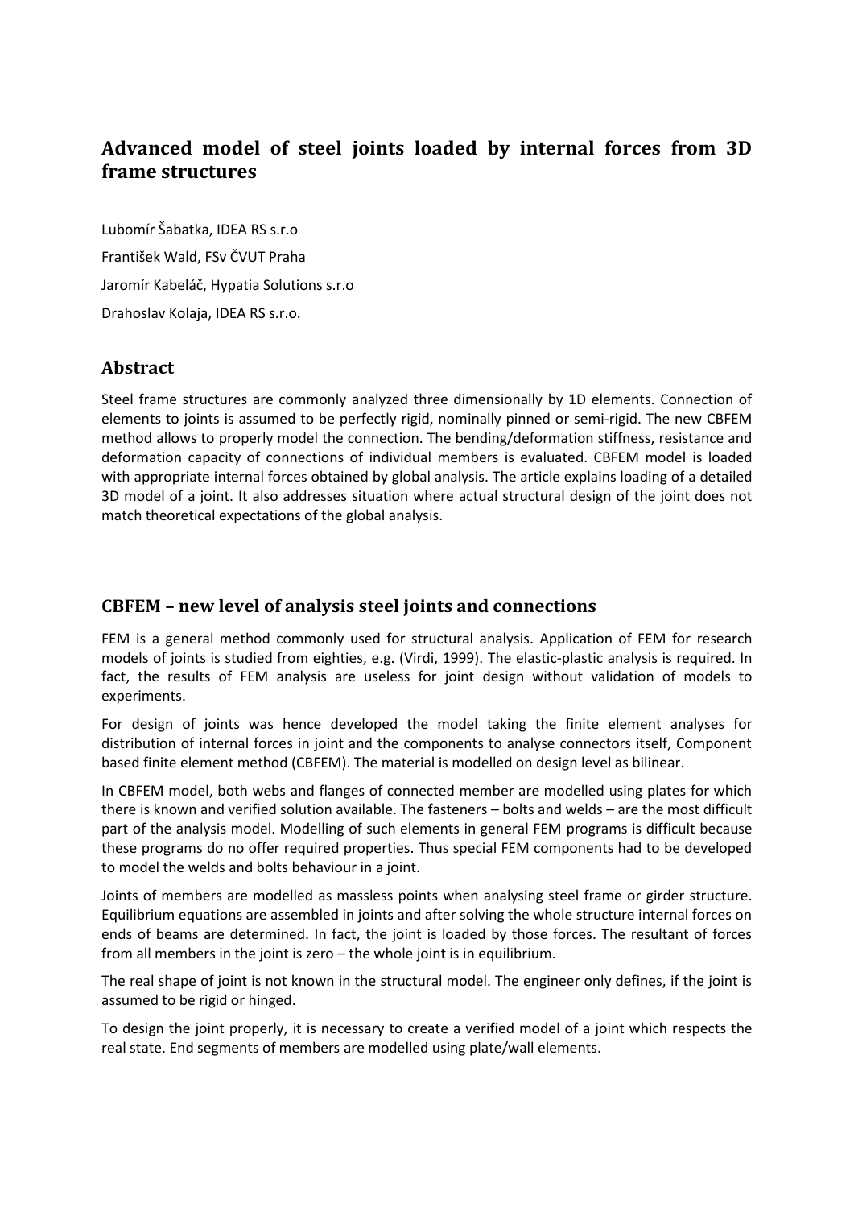# Advanced model of steel joints loaded by internal forces from 3D frame structures

Lubomír Šabatka, IDEA RS s.r.o

František Wald, FSv ČVUT Praha

Jaromír Kabeláč, Hypatia Solutions s.r.o

Drahoslav Kolaja, IDEA RS s.r.o.

## Abstract

Steel frame structures are commonly analyzed three dimensionally by 1D elements. Connection of elements to joints is assumed to be perfectly rigid, nominally pinned or semi-rigid. The new CBFEM method allows to properly model the connection. The bending/deformation stiffness, resistance and deformation capacity of connections of individual members is evaluated. CBFEM model is loaded with appropriate internal forces obtained by global analysis. The article explains loading of a detailed 3D model of a joint. It also addresses situation where actual structural design of the joint does not match theoretical expectations of the global analysis.

## CBFEM – new level of analysis steel joints and connections

FEM is a general method commonly used for structural analysis. Application of FEM for research models of joints is studied from eighties, e.g. (Virdi, 1999). The elastic-plastic analysis is required. In fact, the results of FEM analysis are useless for joint design without validation of models to experiments.

For design of joints was hence developed the model taking the finite element analyses for distribution of internal forces in joint and the components to analyse connectors itself, Component based finite element method (CBFEM). The material is modelled on design level as bilinear.

In CBFEM model, both webs and flanges of connected member are modelled using plates for which there is known and verified solution available. The fasteners – bolts and welds – are the most difficult part of the analysis model. Modelling of such elements in general FEM programs is difficult because these programs do no offer required properties. Thus special FEM components had to be developed to model the welds and bolts behaviour in a joint.

Joints of members are modelled as massless points when analysing steel frame or girder structure. Equilibrium equations are assembled in joints and after solving the whole structure internal forces on ends of beams are determined. In fact, the joint is loaded by those forces. The resultant of forces from all members in the joint is zero – the whole joint is in equilibrium.

The real shape of joint is not known in the structural model. The engineer only defines, if the joint is assumed to be rigid or hinged.

To design the joint properly, it is necessary to create a verified model of a joint which respects the real state. End segments of members are modelled using plate/wall elements.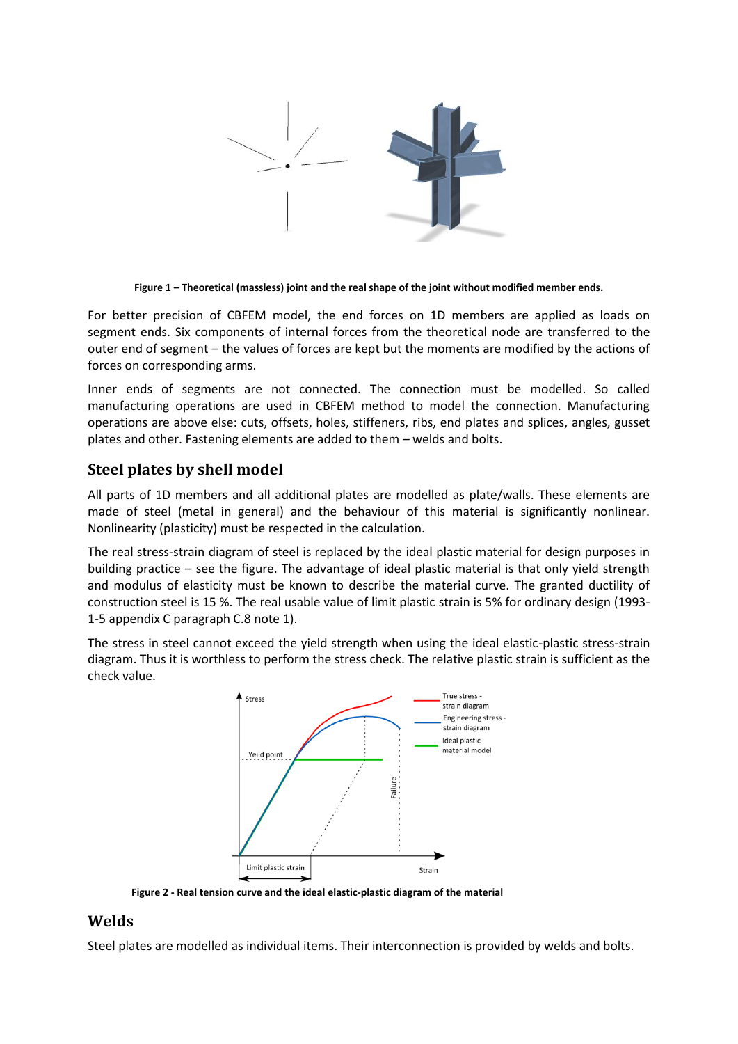Figure 1 – Theoretical (massless) joint and the real shape of the joint without modified member ends.

For better precision of CBFEM model, the end forces on 1D members are applied as loads on segment ends. Six components of internal forces from the theoretical node are transferred to the outer end of segment – the values of forces are kept but the moments are modified by the actions of forces on corresponding arms.

Inner ends of segments are not connected. The connection must be modelled. So called manufacturing operations are used in CBFEM method to model the connection. Manufacturing operations are above else: cuts, offsets, holes, stiffeners, ribs, end plates and splices, angles, gusset plates and other. Fastening elements are added to them – welds and bolts.

## Steel plates by shell model

All parts of 1D members and all additional plates are modelled as plate/walls. These elements are made of steel (metal in general) and the behaviour of this material is significantly nonlinear. Nonlinearity (plasticity) must be respected in the calculation.

The real stress-strain diagram of steel is replaced by the ideal plastic material for design purposes in building practice – see the figure. The advantage of ideal plastic material is that only yield strength and modulus of elasticity must be known to describe the material curve. The granted ductility of construction steel is 15 %. The real usable value of limit plastic strain is 5% for ordinary design (1993-1-5 appendix C paragraph C.8 note 1).

The stress in steel cannot exceed the yield strength when using the ideal elastic-plastic stress-strain diagram. Thus it is worthless to perform the stress check. The relative plastic strain is sufficient as the check value.

Figure 2 - Real tension curve and the ideal elastic-plastic diagram of the material

## Welds

Steel plates are modelled as individual items. Their interconnection is provided by welds and bolts.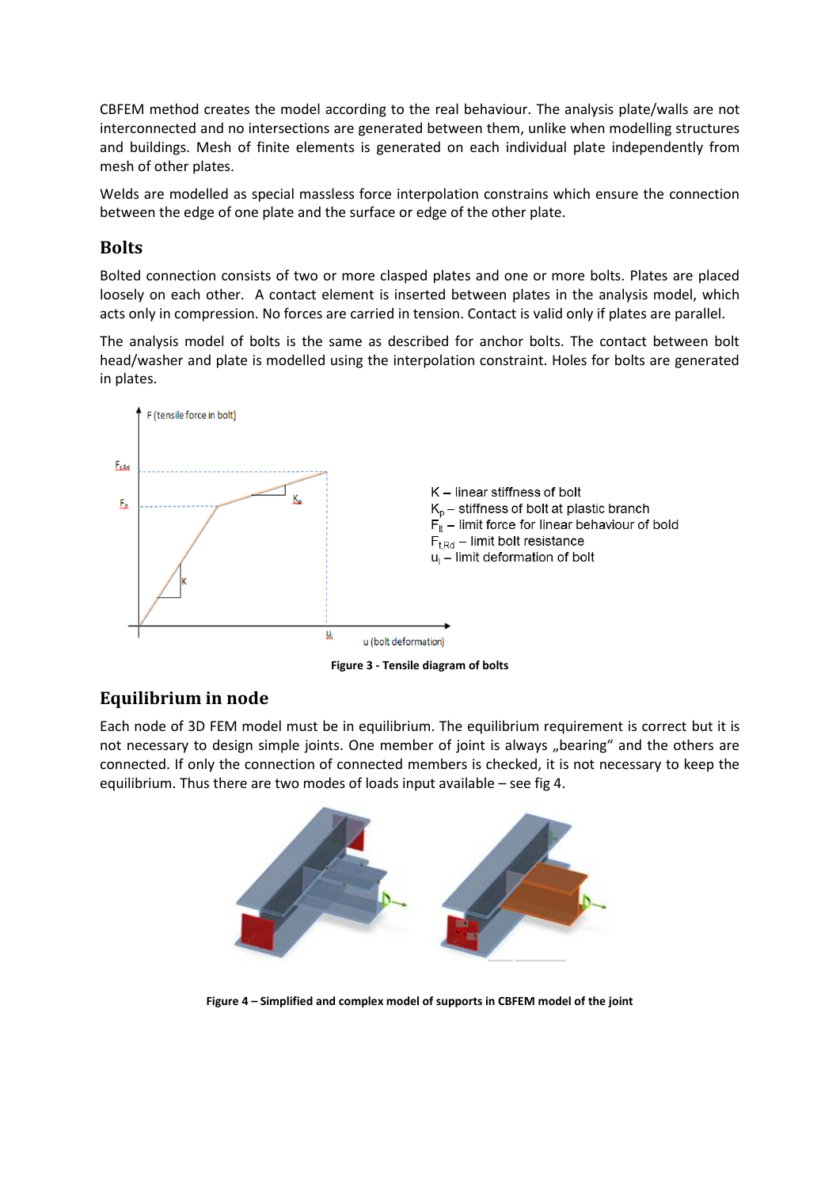CBFEM method creates the model according to the real behaviour. The analysis plate/walls are not interconnected and no intersections are generated between them, unlike when modelling structures and buildings. Mesh of finite elements is generated on each individual plate independently from mesh of other plates.

Welds are modelled as special massless force interpolation constrains which ensure the connection between the edge of one plate and the surface or edge of the other plate.

## Bolts

Bolted connection consists of two or more clasped plates and one or more bolts. Plates are placed loosely on each other. A contact element is inserted between plates in the analysis model, which acts only in compression. No forces are carried in tension. Contact is valid only if plates are parallel.

The analysis model of bolts is the same as described for anchor bolts. The contact between bolt head/washer and plate is modelled using the interpolation constraint. Holes for bolts are generated in plates.

K – linear stiffness of bolt
$K_p$ – stiffness of bolt at plastic branch
$F_{lt}$ – limit force for linear behaviour of bold
$F_{t,Rd}$ – limit bolt resistance
$u_l$ – limit deformation of bolt

**Figure 3 - Tensile diagram of bolts**

## Equilibrium in node

Each node of 3D FEM model must be in equilibrium. The equilibrium requirement is correct but it is not necessary to design simple joints. One member of joint is always „bearing" and the others are connected. If only the connection of connected members is checked, it is not necessary to keep the equilibrium. Thus there are two modes of loads input available – see fig 4.

**Figure 4 – Simplified and complex model of supports in CBFEM model of the joint**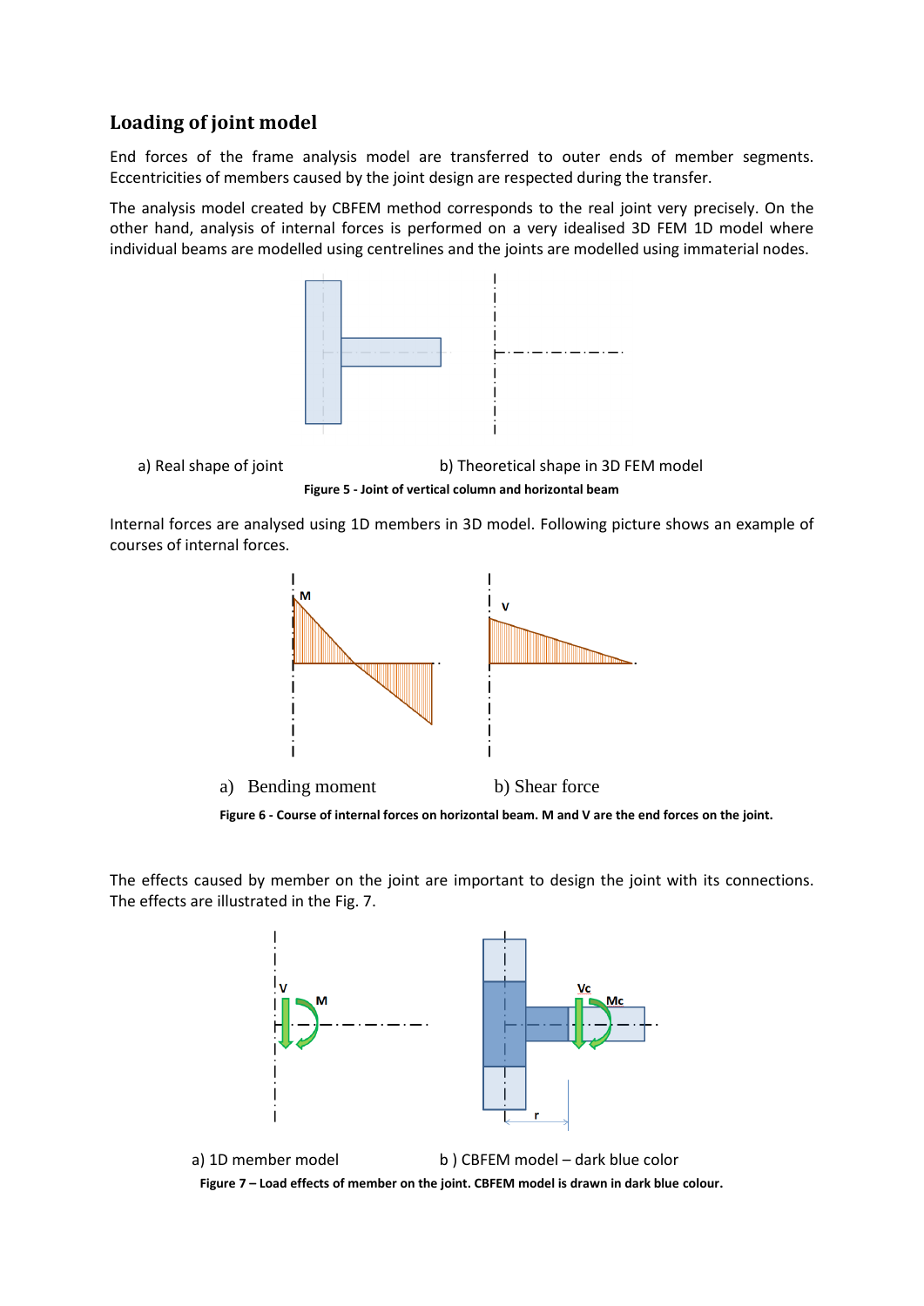## Loading of joint model

End forces of the frame analysis model are transferred to outer ends of member segments. Eccentricities of members caused by the joint design are respected during the transfer.

The analysis model created by CBFEM method corresponds to the real joint very precisely. On the other hand, analysis of internal forces is performed on a very idealised 3D FEM 1D model where individual beams are modelled using centrelines and the joints are modelled using immaterial nodes.

a) Real shape of joint b) Theoretical shape in 3D FEM model

**Figure 5 - Joint of vertical column and horizontal beam**

Internal forces are analysed using 1D members in 3D model. Following picture shows an example of courses of internal forces.

a) Bending moment b) Shear force

**Figure 6 - Course of internal forces on horizontal beam. M and V are the end forces on the joint.**

The effects caused by member on the joint are important to design the joint with its connections. The effects are illustrated in the Fig. 7.

a) 1D member model b ) CBFEM model – dark blue color

**Figure 7 – Load effects of member on the joint. CBFEM model is drawn in dark blue colour.**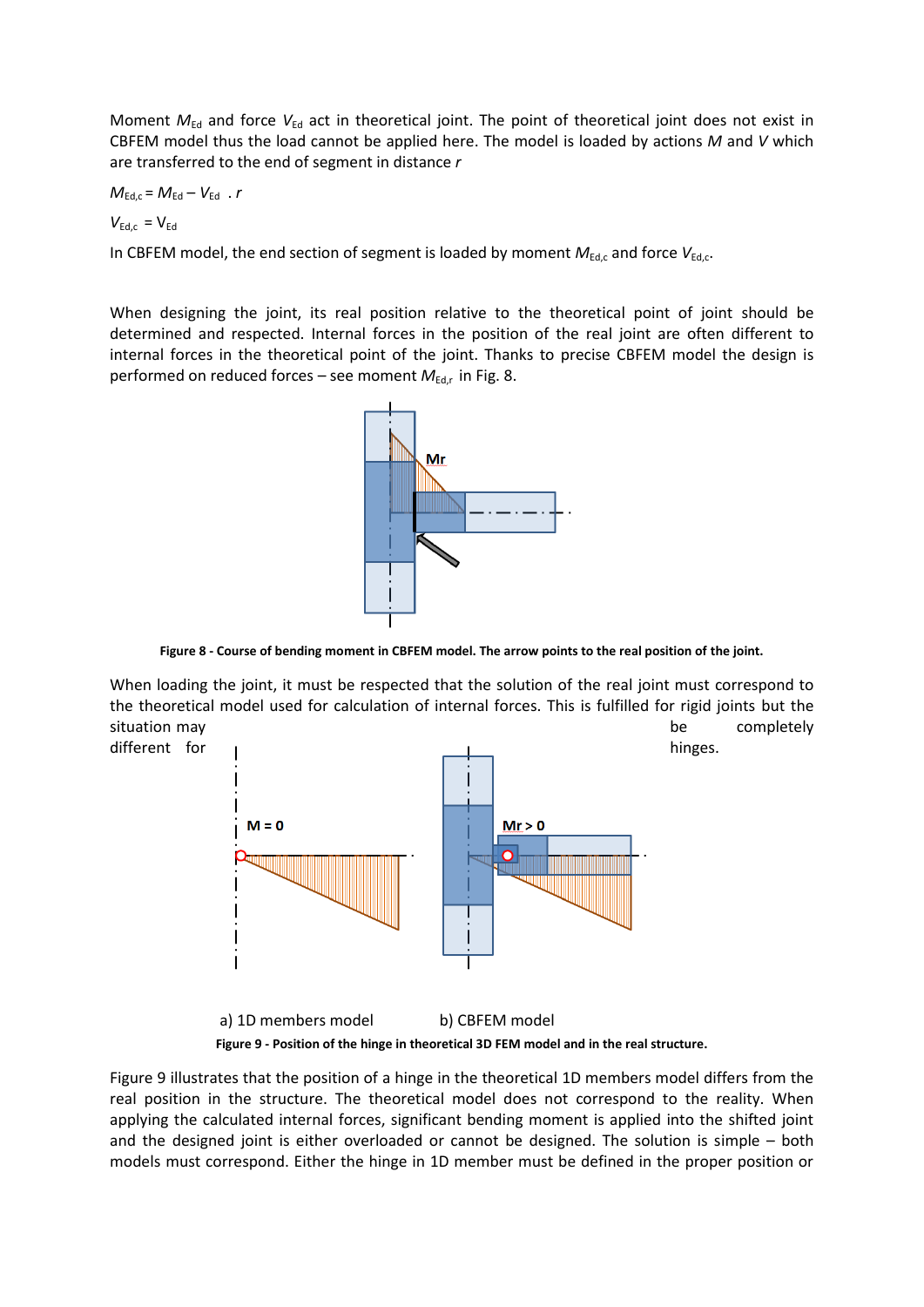Moment $M_{Ed}$ and force $V_{Ed}$ act in theoretical joint. The point of theoretical joint does not exist in CBFEM model thus the load cannot be applied here. The model is loaded by actions $M$ and $V$ which are transferred to the end of segment in distance $r$

$$M_{Ed,c} = M_{Ed} - V_{Ed} \, . \, r$$

$$V_{Ed,c} = V_{Ed}$$

In CBFEM model, the end section of segment is loaded by moment $M_{Ed,c}$ and force $V_{Ed,c}$.

When designing the joint, its real position relative to the theoretical point of joint should be determined and respected. Internal forces in the position of the real joint are often different to internal forces in the theoretical point of the joint. Thanks to precise CBFEM model the design is performed on reduced forces – see moment $M_{Ed,r}$ in Fig. 8.

Mr

**Figure 8 - Course of bending moment in CBFEM model. The arrow points to the real position of the joint.**

When loading the joint, it must be respected that the solution of the real joint must correspond to the theoretical model used for calculation of internal forces. This is fulfilled for rigid joints but the situation may be completely different for hinges.

M = 0

Mr > 0

a) 1D members model b) CBFEM model

**Figure 9 - Position of the hinge in theoretical 3D FEM model and in the real structure.**

Figure 9 illustrates that the position of a hinge in the theoretical 1D members model differs from the real position in the structure. The theoretical model does not correspond to the reality. When applying the calculated internal forces, significant bending moment is applied into the shifted joint and the designed joint is either overloaded or cannot be designed. The solution is simple – both models must correspond. Either the hinge in 1D member must be defined in the proper position or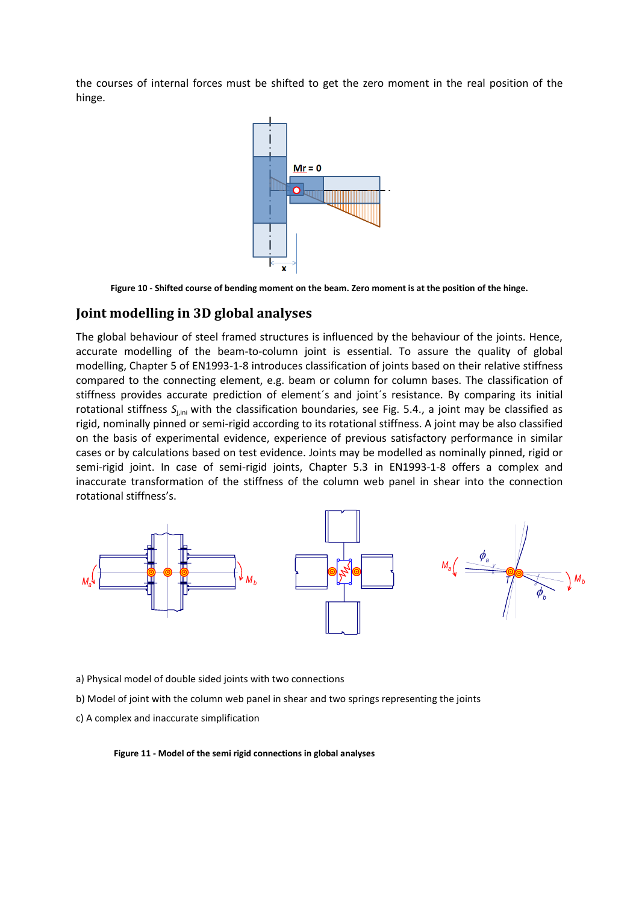the courses of internal forces must be shifted to get the zero moment in the real position of the hinge.

**Figure 10 - Shifted course of bending moment on the beam. Zero moment is at the position of the hinge.**

## Joint modelling in 3D global analyses

The global behaviour of steel framed structures is influenced by the behaviour of the joints. Hence, accurate modelling of the beam-to-column joint is essential. To assure the quality of global modelling, Chapter 5 of EN1993-1-8 introduces classification of joints based on their relative stiffness compared to the connecting element, e.g. beam or column for column bases. The classification of stiffness provides accurate prediction of element´s and joint´s resistance. By comparing its initial rotational stiffness $S_{j,ini}$ with the classification boundaries, see Fig. 5.4., a joint may be classified as rigid, nominally pinned or semi-rigid according to its rotational stiffness. A joint may be also classified on the basis of experimental evidence, experience of previous satisfactory performance in similar cases or by calculations based on test evidence. Joints may be modelled as nominally pinned, rigid or semi-rigid joint. In case of semi-rigid joints, Chapter 5.3 in EN1993-1-8 offers a complex and inaccurate transformation of the stiffness of the column web panel in shear into the connection rotational stiffness's.

a) Physical model of double sided joints with two connections

b) Model of joint with the column web panel in shear and two springs representing the joints

c) A complex and inaccurate simplification

**Figure 11 - Model of the semi rigid connections in global analyses**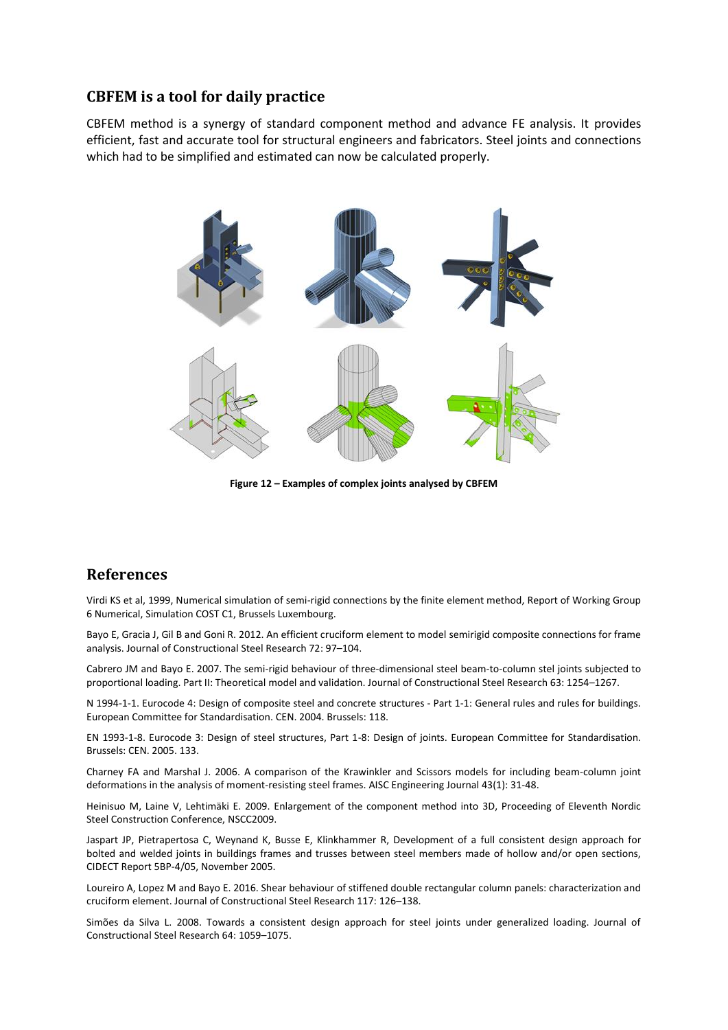## CBFEM is a tool for daily practice

CBFEM method is a synergy of standard component method and advance FE analysis. It provides efficient, fast and accurate tool for structural engineers and fabricators. Steel joints and connections which had to be simplified and estimated can now be calculated properly.

**Figure 12 – Examples of complex joints analysed by CBFEM**

## References

Virdi KS et al, 1999, Numerical simulation of semi-rigid connections by the finite element method, Report of Working Group 6 Numerical, Simulation COST C1, Brussels Luxembourg.

Bayo E, Gracia J, Gil B and Goni R. 2012. An efficient cruciform element to model semirigid composite connections for frame analysis. Journal of Constructional Steel Research 72: 97–104.

Cabrero JM and Bayo E. 2007. The semi-rigid behaviour of three-dimensional steel beam-to-column stel joints subjected to proportional loading. Part II: Theoretical model and validation. Journal of Constructional Steel Research 63: 1254–1267.

N 1994-1-1. Eurocode 4: Design of composite steel and concrete structures - Part 1-1: General rules and rules for buildings. European Committee for Standardisation. CEN. 2004. Brussels: 118.

EN 1993-1-8. Eurocode 3: Design of steel structures, Part 1-8: Design of joints. European Committee for Standardisation. Brussels: CEN. 2005. 133.

Charney FA and Marshal J. 2006. A comparison of the Krawinkler and Scissors models for including beam-column joint deformations in the analysis of moment-resisting steel frames. AISC Engineering Journal 43(1): 31-48.

Heinisuo M, Laine V, Lehtimäki E. 2009. Enlargement of the component method into 3D, Proceeding of Eleventh Nordic Steel Construction Conference, NSCC2009.

Jaspart JP, Pietrapertosa C, Weynand K, Busse E, Klinkhammer R, Development of a full consistent design approach for bolted and welded joints in buildings frames and trusses between steel members made of hollow and/or open sections, CIDECT Report 5BP-4/05, November 2005.

Loureiro A, Lopez M and Bayo E. 2016. Shear behaviour of stiffened double rectangular column panels: characterization and cruciform element. Journal of Constructional Steel Research 117: 126–138.

Simões da Silva L. 2008. Towards a consistent design approach for steel joints under generalized loading. Journal of Constructional Steel Research 64: 1059–1075.